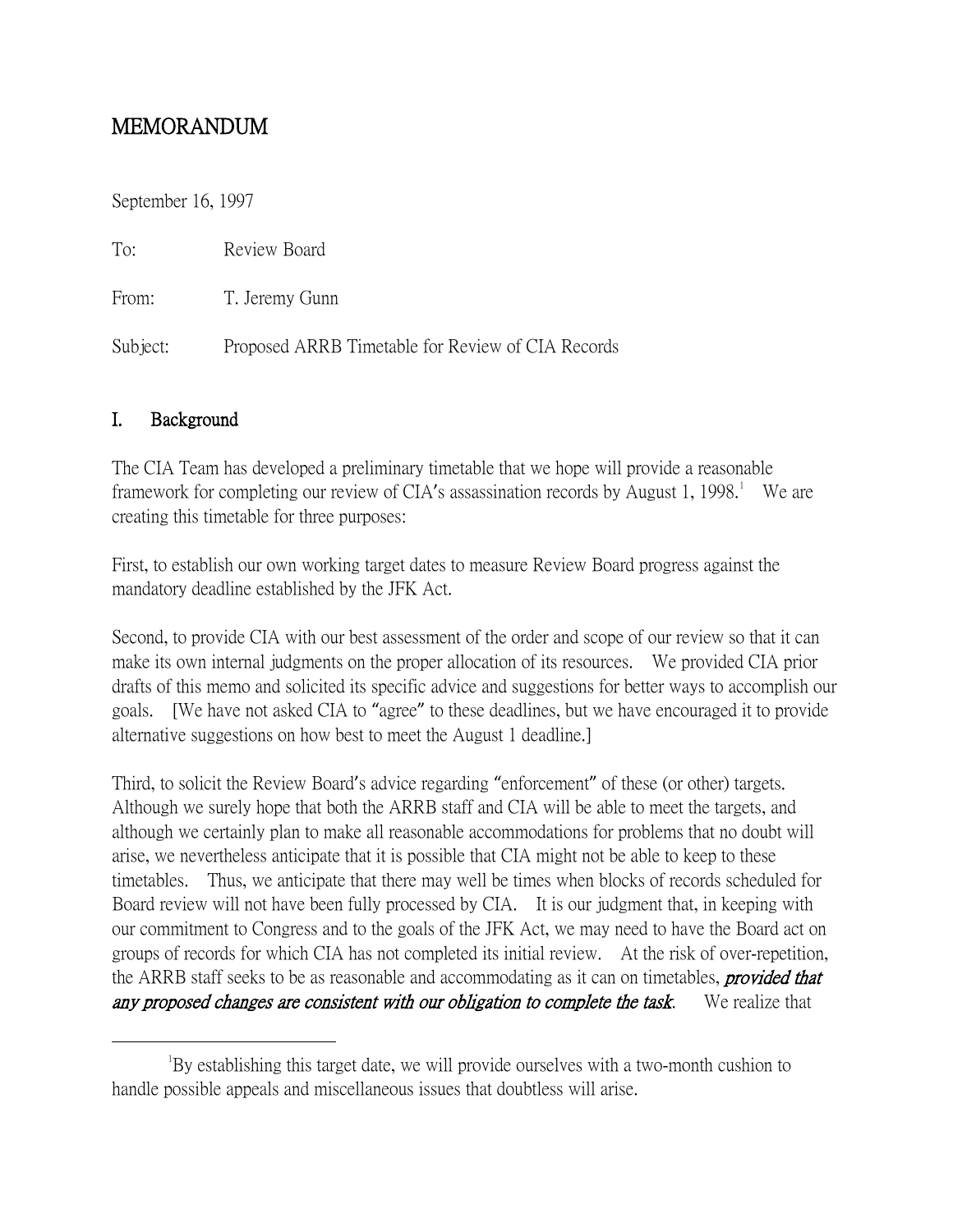# MEMORANDUM

September 16, 1997

To: Review Board

From: T. Jeremy Gunn

Subject: Proposed ARRB Timetable for Review of CIA Records

## I. Background

The CIA Team has developed a preliminary timetable that we hope will provide a reasonable framework for completing our review of CIA's assassination records by August 1, 1998.[1] We are creating this timetable for three purposes:

First, to establish our own working target dates to measure Review Board progress against the mandatory deadline established by the JFK Act.

Second, to provide CIA with our best assessment of the order and scope of our review so that it can make its own internal judgments on the proper allocation of its resources. We provided CIA prior drafts of this memo and solicited its specific advice and suggestions for better ways to accomplish our goals. [We have not asked CIA to "agree" to these deadlines, but we have encouraged it to provide alternative suggestions on how best to meet the August 1 deadline.]

Third, to solicit the Review Board's advice regarding "enforcement" of these (or other) targets. Although we surely hope that both the ARRB staff and CIA will be able to meet the targets, and although we certainly plan to make all reasonable accommodations for problems that no doubt will arise, we nevertheless anticipate that it is possible that CIA might not be able to keep to these timetables. Thus, we anticipate that there may well be times when blocks of records scheduled for Board review will not have been fully processed by CIA. It is our judgment that, in keeping with our commitment to Congress and to the goals of the JFK Act, we may need to have the Board act on groups of records for which CIA has not completed its initial review. At the risk of over-repetition, the ARRB staff seeks to be as reasonable and accommodating as it can on timetables, ***provided that any proposed changes are consistent with our obligation to complete the task***. We realize that

---

[1] By establishing this target date, we will provide ourselves with a two-month cushion to handle possible appeals and miscellaneous issues that doubtless will arise.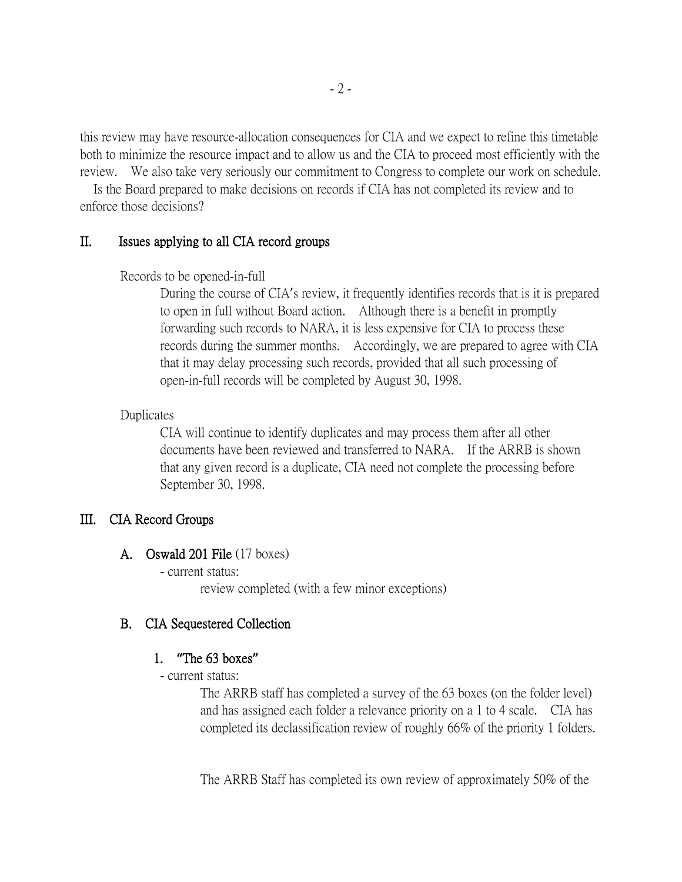this review may have resource-allocation consequences for CIA and we expect to refine this timetable both to minimize the resource impact and to allow us and the CIA to proceed most efficiently with the review. We also take very seriously our commitment to Congress to complete our work on schedule.

Is the Board prepared to make decisions on records if CIA has not completed its review and to enforce those decisions?

## II. Issues applying to all CIA record groups

Records to be opened-in-full

During the course of CIA's review, it frequently identifies records that is it is prepared to open in full without Board action. Although there is a benefit in promptly forwarding such records to NARA, it is less expensive for CIA to process these records during the summer months. Accordingly, we are prepared to agree with CIA that it may delay processing such records, provided that all such processing of open-in-full records will be completed by August 30, 1998.

Duplicates

CIA will continue to identify duplicates and may process them after all other documents have been reviewed and transferred to NARA. If the ARRB is shown that any given record is a duplicate, CIA need not complete the processing before September 30, 1998.

## III. CIA Record Groups

### A. Oswald 201 File (17 boxes)

- current status:

review completed (with a few minor exceptions)

### B. CIA Sequestered Collection

#### 1. "The 63 boxes"

- current status:

The ARRB staff has completed a survey of the 63 boxes (on the folder level) and has assigned each folder a relevance priority on a 1 to 4 scale. CIA has completed its declassification review of roughly 66% of the priority 1 folders.

The ARRB Staff has completed its own review of approximately 50% of the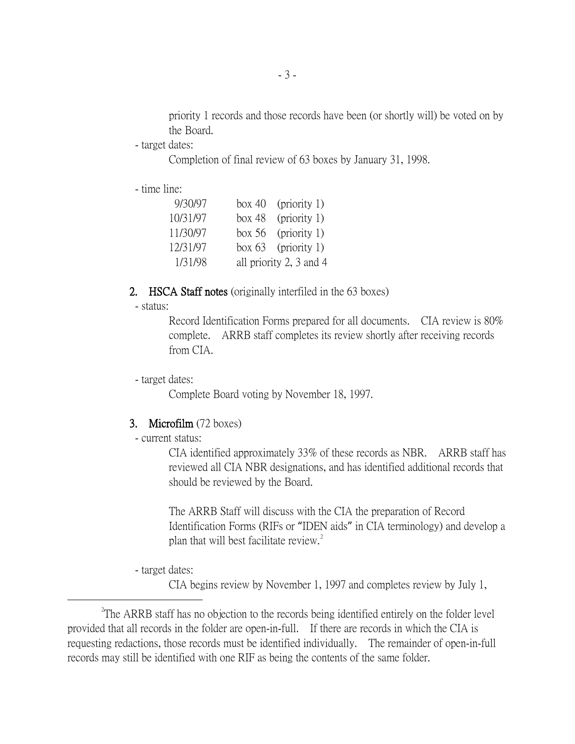priority 1 records and those records have been (or shortly will) be voted on by the Board.

- target dates:

  Completion of final review of 63 boxes by January 31, 1998.

- time line:

| | | |
|---|---|---|
| 9/30/97 | box 40 | (priority 1) |
| 10/31/97 | box 48 | (priority 1) |
| 11/30/97 | box 56 | (priority 1) |
| 12/31/97 | box 63 | (priority 1) |
| 1/31/98 | all priority 2, 3 and 4 | |

2. **HSCA Staff notes** (originally interfiled in the 63 boxes)

- status:

  Record Identification Forms prepared for all documents. CIA review is 80% complete. ARRB staff completes its review shortly after receiving records from CIA.

- target dates:

  Complete Board voting by November 18, 1997.

3. **Microfilm** (72 boxes)

- current status:

  CIA identified approximately 33% of these records as NBR. ARRB staff has reviewed all CIA NBR designations, and has identified additional records that should be reviewed by the Board.

  The ARRB Staff will discuss with the CIA the preparation of Record Identification Forms (RIFs or "IDEN aids" in CIA terminology) and develop a plan that will best facilitate review.[2]

- target dates:

  CIA begins review by November 1, 1997 and completes review by July 1,

---

[2] The ARRB staff has no objection to the records being identified entirely on the folder level provided that all records in the folder are open-in-full. If there are records in which the CIA is requesting redactions, those records must be identified individually. The remainder of open-in-full records may still be identified with one RIF as being the contents of the same folder.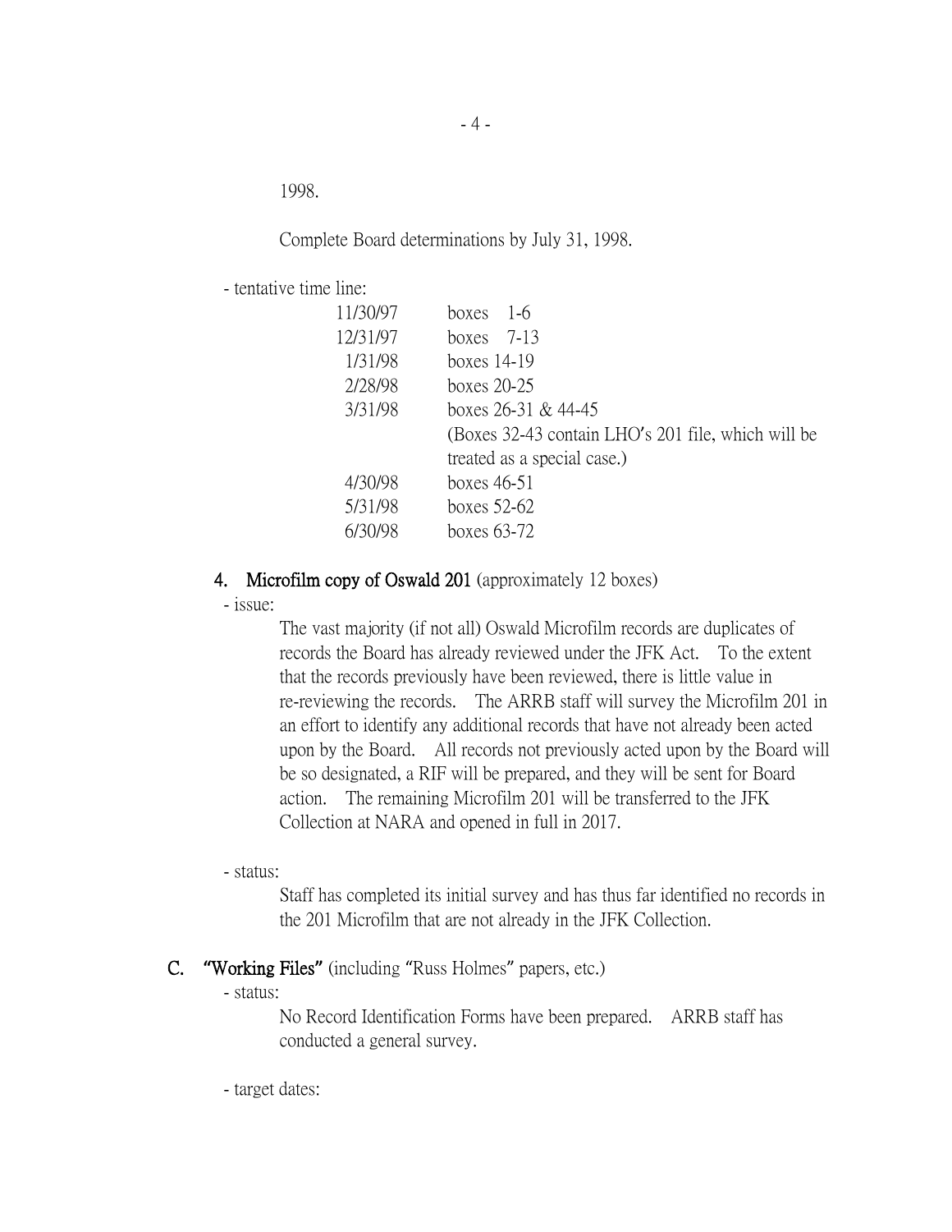1998.

Complete Board determinations by July 31, 1998.

- tentative time line:

| | |
|---|---|
| 11/30/97 | boxes 1-6 |
| 12/31/97 | boxes 7-13 |
| 1/31/98 | boxes 14-19 |
| 2/28/98 | boxes 20-25 |
| 3/31/98 | boxes 26-31 & 44-45 (Boxes 32-43 contain LHO's 201 file, which will be treated as a special case.) |
| 4/30/98 | boxes 46-51 |
| 5/31/98 | boxes 52-62 |
| 6/30/98 | boxes 63-72 |

4. **Microfilm copy of Oswald 201** (approximately 12 boxes)

- issue:

The vast majority (if not all) Oswald Microfilm records are duplicates of records the Board has already reviewed under the JFK Act. To the extent that the records previously have been reviewed, there is little value in re-reviewing the records. The ARRB staff will survey the Microfilm 201 in an effort to identify any additional records that have not already been acted upon by the Board. All records not previously acted upon by the Board will be so designated, a RIF will be prepared, and they will be sent for Board action. The remaining Microfilm 201 will be transferred to the JFK Collection at NARA and opened in full in 2017.

- status:

Staff has completed its initial survey and has thus far identified no records in the 201 Microfilm that are not already in the JFK Collection.

C. **"Working Files"** (including "Russ Holmes" papers, etc.)

- status:

No Record Identification Forms have been prepared. ARRB staff has conducted a general survey.

- target dates: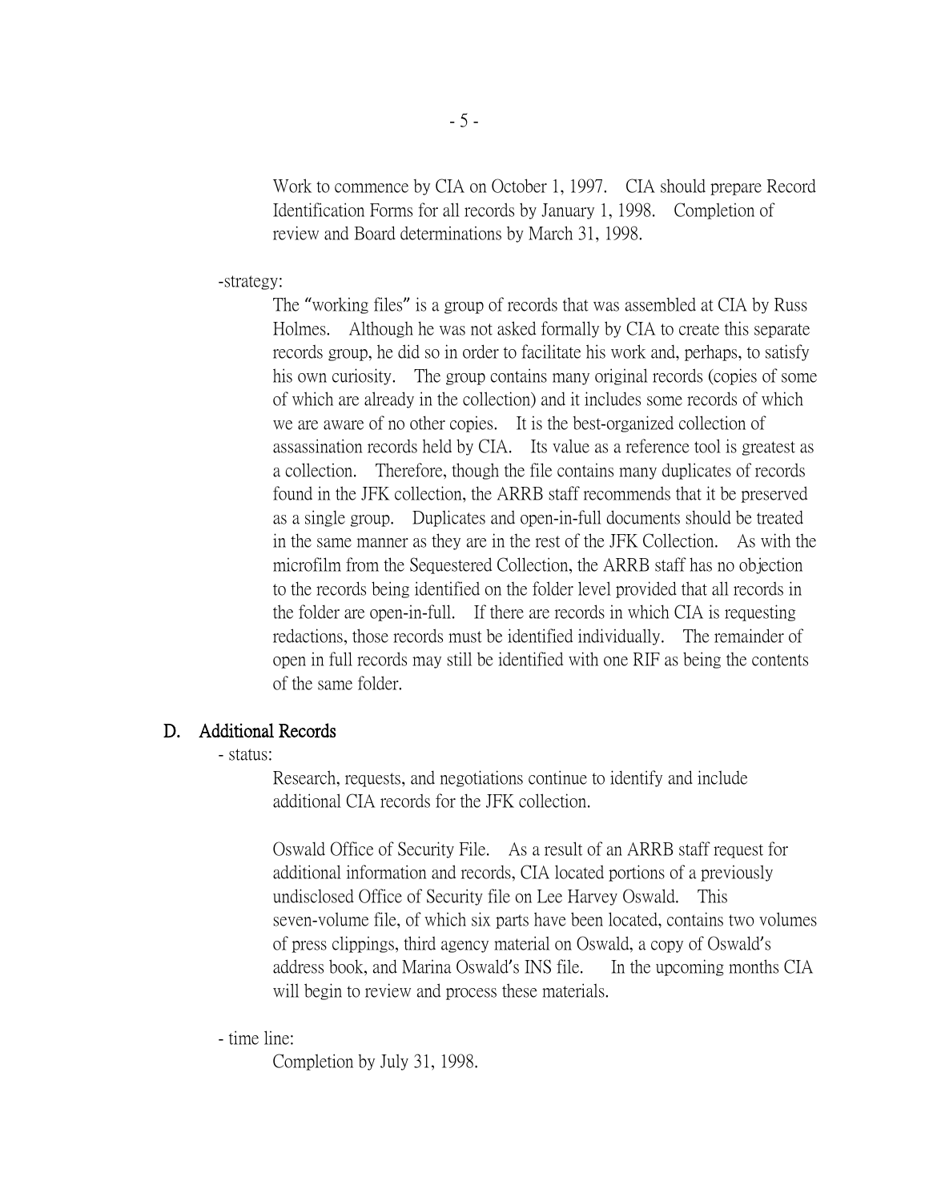Work to commence by CIA on October 1, 1997. CIA should prepare Record Identification Forms for all records by January 1, 1998. Completion of review and Board determinations by March 31, 1998.

-strategy:

The "working files" is a group of records that was assembled at CIA by Russ Holmes. Although he was not asked formally by CIA to create this separate records group, he did so in order to facilitate his work and, perhaps, to satisfy his own curiosity. The group contains many original records (copies of some of which are already in the collection) and it includes some records of which we are aware of no other copies. It is the best-organized collection of assassination records held by CIA. Its value as a reference tool is greatest as a collection. Therefore, though the file contains many duplicates of records found in the JFK collection, the ARRB staff recommends that it be preserved as a single group. Duplicates and open-in-full documents should be treated in the same manner as they are in the rest of the JFK Collection. As with the microfilm from the Sequestered Collection, the ARRB staff has no objection to the records being identified on the folder level provided that all records in the folder are open-in-full. If there are records in which CIA is requesting redactions, those records must be identified individually. The remainder of open in full records may still be identified with one RIF as being the contents of the same folder.

## D. Additional Records

- status:

Research, requests, and negotiations continue to identify and include additional CIA records for the JFK collection.

Oswald Office of Security File. As a result of an ARRB staff request for additional information and records, CIA located portions of a previously undisclosed Office of Security file on Lee Harvey Oswald. This seven-volume file, of which six parts have been located, contains two volumes of press clippings, third agency material on Oswald, a copy of Oswald's address book, and Marina Oswald's INS file. In the upcoming months CIA will begin to review and process these materials.

- time line:

Completion by July 31, 1998.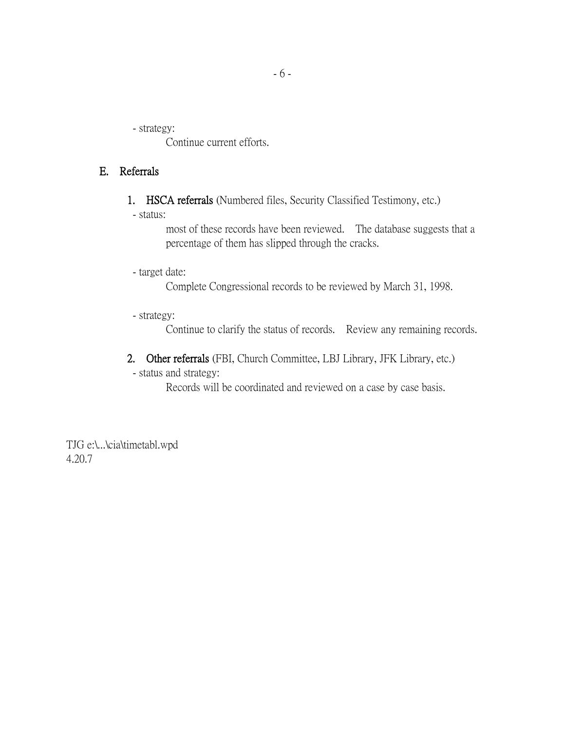- strategy:

    Continue current efforts.

## E. Referrals

**1. HSCA referrals** (Numbered files, Security Classified Testimony, etc.)

- status:

    most of these records have been reviewed. The database suggests that a percentage of them has slipped through the cracks.

- target date:

    Complete Congressional records to be reviewed by March 31, 1998.

- strategy:

    Continue to clarify the status of records. Review any remaining records.

**2. Other referrals** (FBI, Church Committee, LBJ Library, JFK Library, etc.)

- status and strategy:

    Records will be coordinated and reviewed on a case by case basis.

TJG e:\...\cia\timetabl.wpd
4.20.7